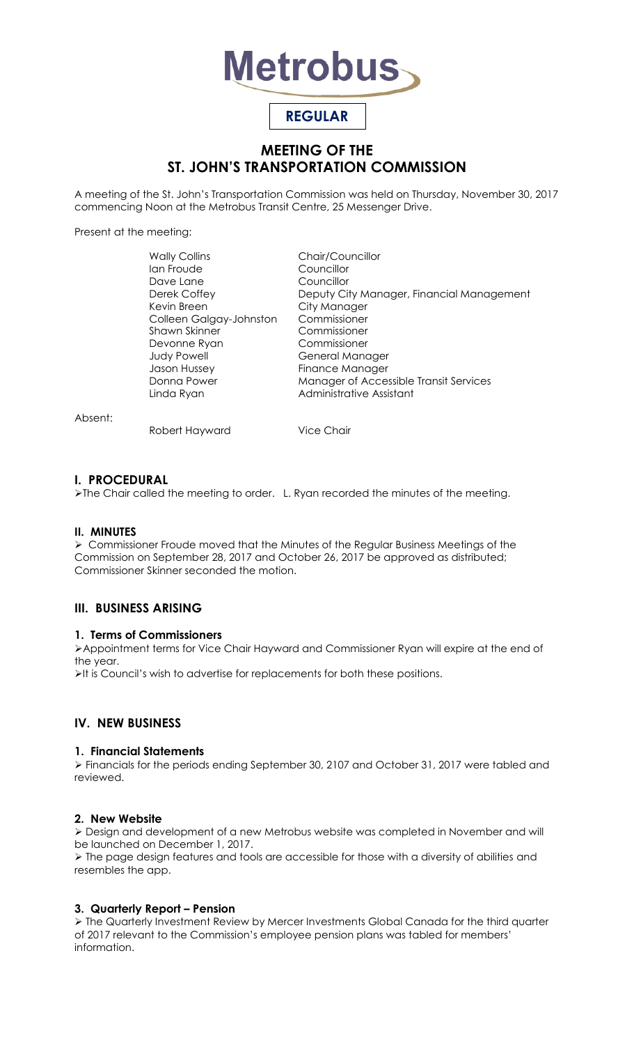Metrobus

**REGULAR**

# MEETING OF THE ST. JOHN'S TRANSPORTATION COMMISSION

A meeting of the St. John's Transportation Commission was held on Thursday, November 30, 2017 commencing Noon at the Metrobus Transit Centre, 25 Messenger Drive.

Present at the meeting:

| | |
|---|---|
| Wally Collins | Chair/Councillor |
| Ian Froude | Councillor |
| Dave Lane | Councillor |
| Derek Coffey | Deputy City Manager, Financial Management |
| Kevin Breen | City Manager |
| Colleen Galgay-Johnston | Commissioner |
| Shawn Skinner | Commissioner |
| Devonne Ryan | Commissioner |
| Judy Powell | General Manager |
| Jason Hussey | Finance Manager |
| Donna Power | Manager of Accessible Transit Services |
| Linda Ryan | Administrative Assistant |

Absent:

| | |
|---|---|
| Robert Hayward | Vice Chair |

## I. PROCEDURAL

➢ The Chair called the meeting to order. L. Ryan recorded the minutes of the meeting.

## II. MINUTES

➢ Commissioner Froude moved that the Minutes of the Regular Business Meetings of the Commission on September 28, 2017 and October 26, 2017 be approved as distributed; Commissioner Skinner seconded the motion.

## III. BUSINESS ARISING

### 1. Terms of Commissioners

➢ Appointment terms for Vice Chair Hayward and Commissioner Ryan will expire at the end of the year.

➢ It is Council's wish to advertise for replacements for both these positions.

## IV. NEW BUSINESS

### 1. Financial Statements

➢ Financials for the periods ending September 30, 2107 and October 31, 2017 were tabled and reviewed.

### 2. New Website

➢ Design and development of a new Metrobus website was completed in November and will be launched on December 1, 2017.

➢ The page design features and tools are accessible for those with a diversity of abilities and resembles the app.

### 3. Quarterly Report – Pension

➢ The Quarterly Investment Review by Mercer Investments Global Canada for the third quarter of 2017 relevant to the Commission's employee pension plans was tabled for members' information.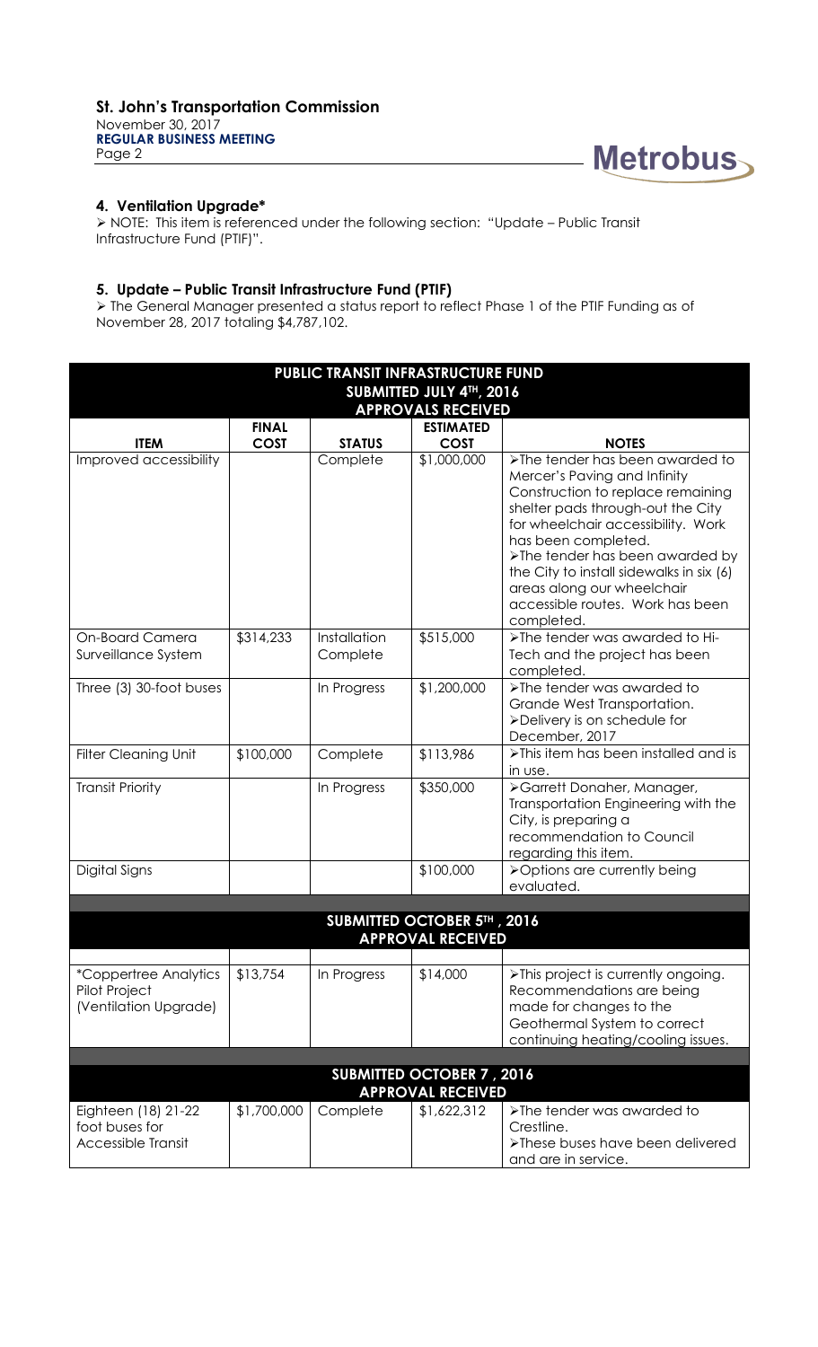### 4. Ventilation Upgrade*

➢ NOTE: This item is referenced under the following section: "Update – Public Transit Infrastructure Fund (PTIF)".

### 5. Update – Public Transit Infrastructure Fund (PTIF)

➢ The General Manager presented a status report to reflect Phase 1 of the PTIF Funding as of November 28, 2017 totaling $4,787,102.

| PUBLIC TRANSIT INFRASTRUCTURE FUND<br>SUBMITTED JULY 4TH, 2016<br>APPROVALS RECEIVED | | | | |
|---|---|---|---|---|
| **ITEM** | **FINAL COST** | **STATUS** | **ESTIMATED COST** | **NOTES** |
| Improved accessibility | | Complete | $1,000,000 | ➢The tender has been awarded to Mercer's Paving and Infinity Construction to replace remaining shelter pads through-out the City for wheelchair accessibility. Work has been completed.<br>➢The tender has been awarded by the City to install sidewalks in six (6) areas along our wheelchair accessible routes. Work has been completed. |
| On-Board Camera Surveillance System | $314,233 | Installation Complete | $515,000 | ➢The tender was awarded to Hi-Tech and the project has been completed. |
| Three (3) 30-foot buses | | In Progress | $1,200,000 | ➢The tender was awarded to Grande West Transportation.<br>➢Delivery is on schedule for December, 2017 |
| Filter Cleaning Unit | $100,000 | Complete | $113,986 | ➢This item has been installed and is in use. |
| Transit Priority | | In Progress | $350,000 | ➢Garrett Donaher, Manager, Transportation Engineering with the City, is preparing a recommendation to Council regarding this item. |
| Digital Signs | | | $100,000 | ➢Options are currently being evaluated. |
| **SUBMITTED OCTOBER 5TH, 2016<br>APPROVAL RECEIVED** | | | | |
| *Coppertree Analytics Pilot Project (Ventilation Upgrade) | $13,754 | In Progress | $14,000 | ➢This project is currently ongoing. Recommendations are being made for changes to the Geothermal System to correct continuing heating/cooling issues. |
| **SUBMITTED OCTOBER 7, 2016<br>APPROVAL RECEIVED** | | | | |
| Eighteen (18) 21-22 foot buses for Accessible Transit | $1,700,000 | Complete | $1,622,312 | ➢The tender was awarded to Crestline.<br>➢These buses have been delivered and are in service. |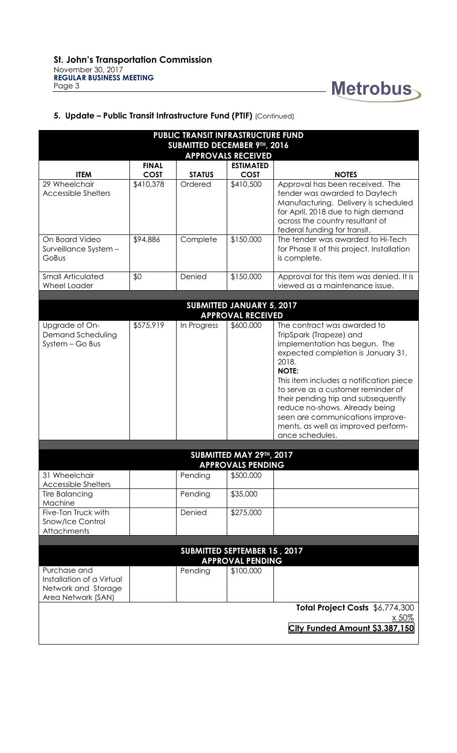## 5. Update – Public Transit Infrastructure Fund (PTIF) (Continued)

| PUBLIC TRANSIT INFRASTRUCTURE FUND SUBMITTED DECEMBER 9TH, 2016 APPROVALS RECEIVED | | | | |
|---|---|---|---|---|
| **ITEM** | **FINAL COST** | **STATUS** | **ESTIMATED COST** | **NOTES** |
| 29 Wheelchair Accessible Shelters | $410,378 | Ordered | $410,500 | Approval has been received. The tender was awarded to Daytech Manufacturing. Delivery is scheduled for April, 2018 due to high demand across the country resultant of federal funding for transit. |
| On Board Video Surveillance System – GoBus | $94,886 | Complete | $150,000 | The tender was awarded to Hi-Tech for Phase II of this project. Installation is complete. |
| Small Articulated Wheel Loader | $0 | Denied | $150,000 | Approval for this item was denied. It is viewed as a maintenance issue. |
| **SUBMITTED JANUARY 5, 2017 APPROVAL RECEIVED** | | | | |
| Upgrade of On-Demand Scheduling System – Go Bus | $575,919 | In Progress | $600,000 | The contract was awarded to TripSpark (Trapeze) and implementation has begun. The expected completion is January 31, 2018. **NOTE:** This item includes a notification piece to serve as a customer reminder of their pending trip and subsequently reduce no-shows. Already being seen are communications improvements, as well as improved performance schedules. |
| **SUBMITTED MAY 29TH, 2017 APPROVALS PENDING** | | | | |
| 31 Wheelchair Accessible Shelters | | Pending | $500,000 | |
| Tire Balancing Machine | | Pending | $35,000 | |
| Five-Ton Truck with Snow/Ice Control Attachments | | Denied | $275,000 | |
| **SUBMITTED SEPTEMBER 15 , 2017 APPROVAL PENDING** | | | | |
| Purchase and Installation of a Virtual Network and Storage Area Network (SAN) | | Pending | $100,000 | |
| | | | | **Total Project Costs** $6,774,300 |
| | | | | x 50% |
| | | | | **City Funded Amount $3,387,150** |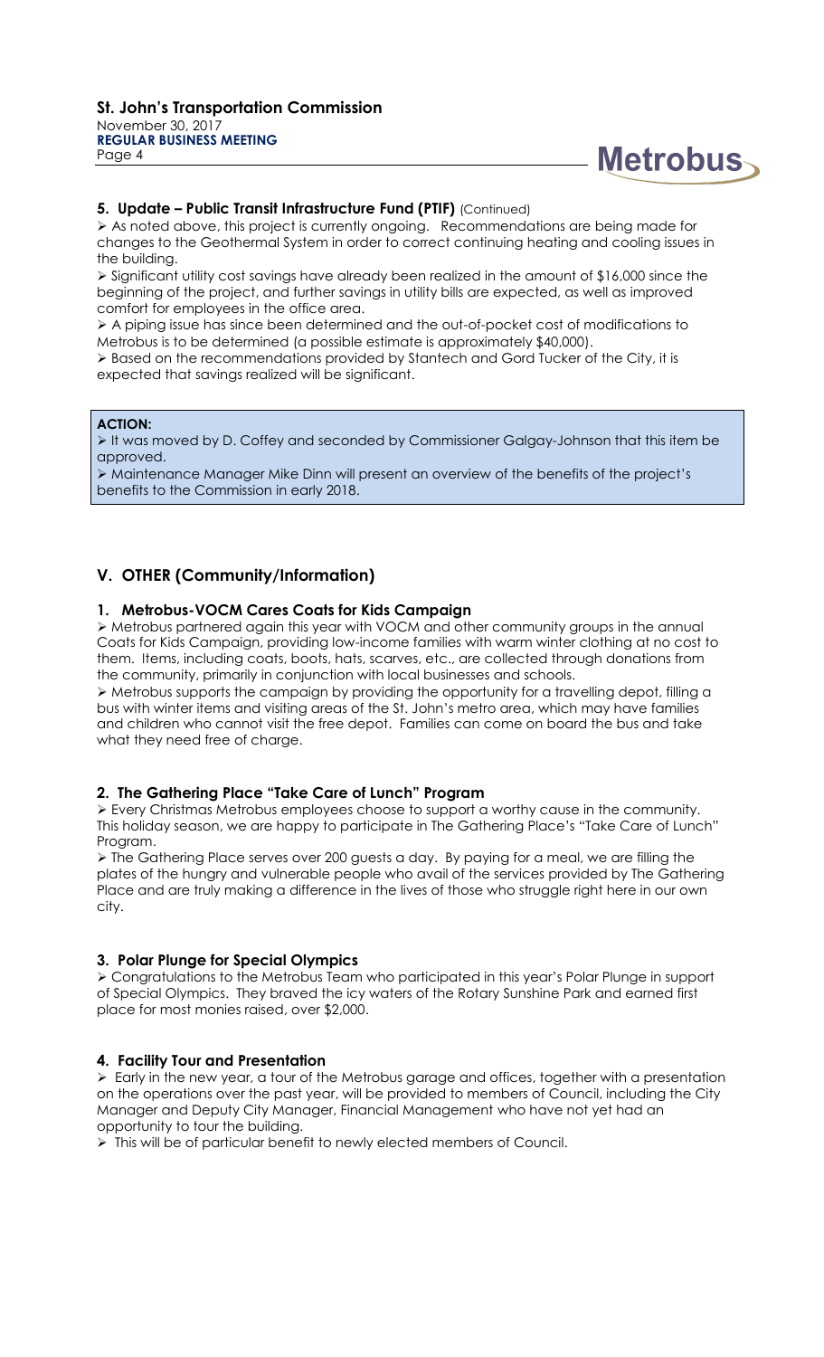### 5. Update – Public Transit Infrastructure Fund (PTIF) (Continued)

➢ As noted above, this project is currently ongoing. Recommendations are being made for changes to the Geothermal System in order to correct continuing heating and cooling issues in the building.

➢ Significant utility cost savings have already been realized in the amount of $16,000 since the beginning of the project, and further savings in utility bills are expected, as well as improved comfort for employees in the office area.

➢ A piping issue has since been determined and the out-of-pocket cost of modifications to Metrobus is to be determined (a possible estimate is approximately $40,000).

➢ Based on the recommendations provided by Stantech and Gord Tucker of the City, it is expected that savings realized will be significant.

**ACTION:**

➢ It was moved by D. Coffey and seconded by Commissioner Galgay-Johnson that this item be approved.

➢ Maintenance Manager Mike Dinn will present an overview of the benefits of the project's benefits to the Commission in early 2018.

## V. OTHER (Community/Information)

### 1. Metrobus-VOCM Cares Coats for Kids Campaign

➢ Metrobus partnered again this year with VOCM and other community groups in the annual Coats for Kids Campaign, providing low-income families with warm winter clothing at no cost to them. Items, including coats, boots, hats, scarves, etc., are collected through donations from the community, primarily in conjunction with local businesses and schools.

➢ Metrobus supports the campaign by providing the opportunity for a travelling depot, filling a bus with winter items and visiting areas of the St. John's metro area, which may have families and children who cannot visit the free depot. Families can come on board the bus and take what they need free of charge.

### 2. The Gathering Place "Take Care of Lunch" Program

➢ Every Christmas Metrobus employees choose to support a worthy cause in the community. This holiday season, we are happy to participate in The Gathering Place's "Take Care of Lunch" Program.

➢ The Gathering Place serves over 200 guests a day. By paying for a meal, we are filling the plates of the hungry and vulnerable people who avail of the services provided by The Gathering Place and are truly making a difference in the lives of those who struggle right here in our own city.

### 3. Polar Plunge for Special Olympics

➢ Congratulations to the Metrobus Team who participated in this year's Polar Plunge in support of Special Olympics. They braved the icy waters of the Rotary Sunshine Park and earned first place for most monies raised, over $2,000.

### 4. Facility Tour and Presentation

➢ Early in the new year, a tour of the Metrobus garage and offices, together with a presentation on the operations over the past year, will be provided to members of Council, including the City Manager and Deputy City Manager, Financial Management who have not yet had an opportunity to tour the building.

➢ This will be of particular benefit to newly elected members of Council.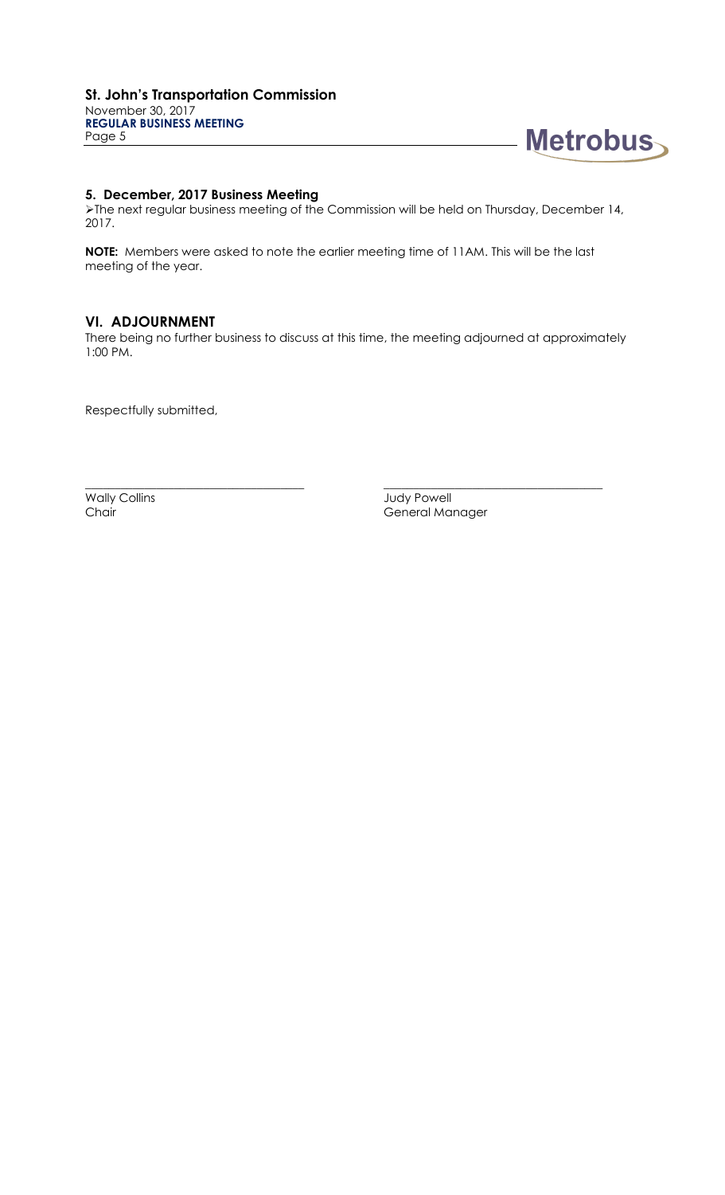### 5. December, 2017 Business Meeting

➢The next regular business meeting of the Commission will be held on Thursday, December 14, 2017.

**NOTE:** Members were asked to note the earlier meeting time of 11AM. This will be the last meeting of the year.

## VI. ADJOURNMENT

There being no further business to discuss at this time, the meeting adjourned at approximately 1:00 PM.

Respectfully submitted,

| | |
|---|---|
| \_\_\_\_\_\_\_\_\_\_\_\_\_\_\_\_\_\_\_\_\_\_\_\_\_\_\_\_\_\_\_\_ | \_\_\_\_\_\_\_\_\_\_\_\_\_\_\_\_\_\_\_\_\_\_\_\_\_\_\_\_\_\_\_\_ |
| Wally Collins | Judy Powell |
| Chair | General Manager |